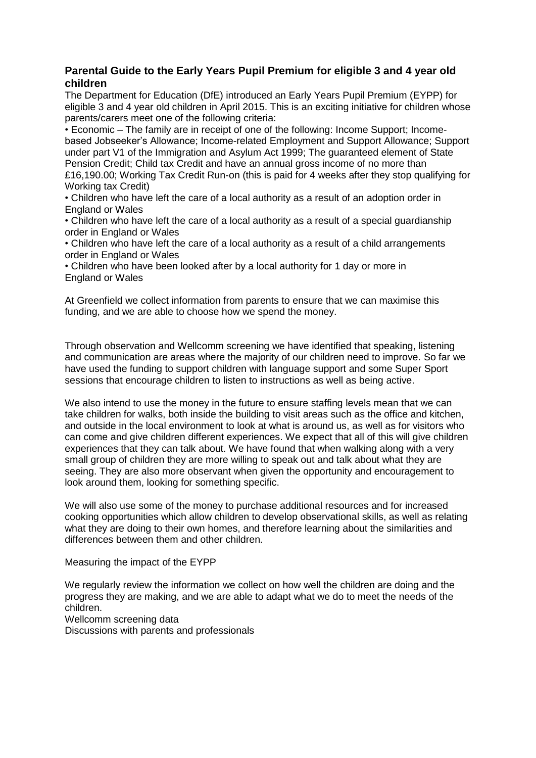## Parental Guide to the Early Years Pupil Premium for eligible 3 and 4 year old children

The Department for Education (DfE) introduced an Early Years Pupil Premium (EYPP) for eligible 3 and 4 year old children in April 2015. This is an exciting initiative for children whose parents/carers meet one of the following criteria:

- Economic – The family are in receipt of one of the following: Income Support; Income-based Jobseeker's Allowance; Income-related Employment and Support Allowance; Support under part V1 of the Immigration and Asylum Act 1999; The guaranteed element of State Pension Credit; Child tax Credit and have an annual gross income of no more than £16,190.00; Working Tax Credit Run-on (this is paid for 4 weeks after they stop qualifying for Working tax Credit)
- Children who have left the care of a local authority as a result of an adoption order in England or Wales
- Children who have left the care of a local authority as a result of a special guardianship order in England or Wales
- Children who have left the care of a local authority as a result of a child arrangements order in England or Wales
- Children who have been looked after by a local authority for 1 day or more in England or Wales

At Greenfield we collect information from parents to ensure that we can maximise this funding, and we are able to choose how we spend the money.

Through observation and Wellcomm screening we have identified that speaking, listening and communication are areas where the majority of our children need to improve. So far we have used the funding to support children with language support and some Super Sport sessions that encourage children to listen to instructions as well as being active.

We also intend to use the money in the future to ensure staffing levels mean that we can take children for walks, both inside the building to visit areas such as the office and kitchen, and outside in the local environment to look at what is around us, as well as for visitors who can come and give children different experiences. We expect that all of this will give children experiences that they can talk about. We have found that when walking along with a very small group of children they are more willing to speak out and talk about what they are seeing. They are also more observant when given the opportunity and encouragement to look around them, looking for something specific.

We will also use some of the money to purchase additional resources and for increased cooking opportunities which allow children to develop observational skills, as well as relating what they are doing to their own homes, and therefore learning about the similarities and differences between them and other children.

Measuring the impact of the EYPP

We regularly review the information we collect on how well the children are doing and the progress they are making, and we are able to adapt what we do to meet the needs of the children.

Wellcomm screening data

Discussions with parents and professionals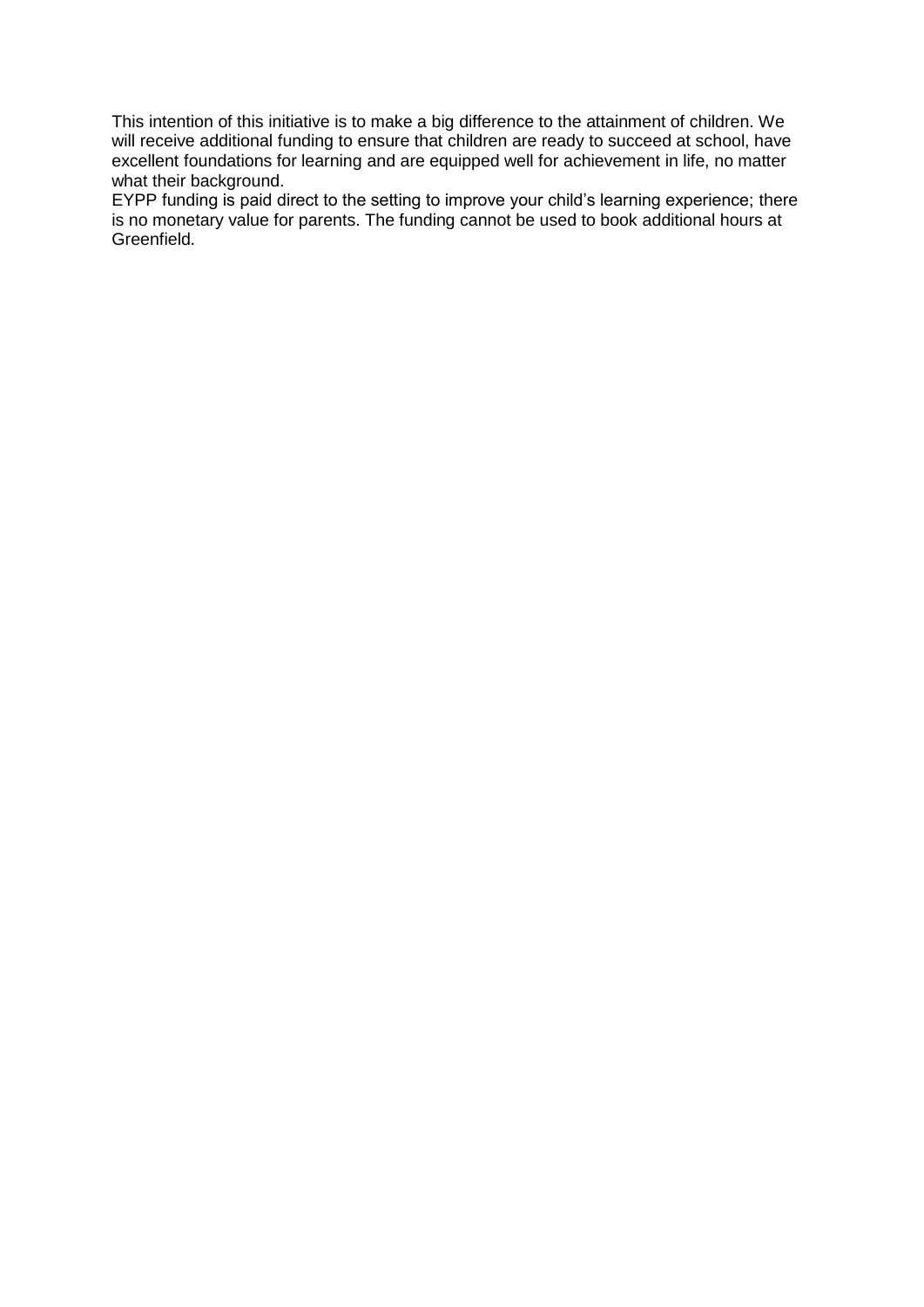This intention of this initiative is to make a big difference to the attainment of children. We will receive additional funding to ensure that children are ready to succeed at school, have excellent foundations for learning and are equipped well for achievement in life, no matter what their background.

EYPP funding is paid direct to the setting to improve your child's learning experience; there is no monetary value for parents. The funding cannot be used to book additional hours at Greenfield.